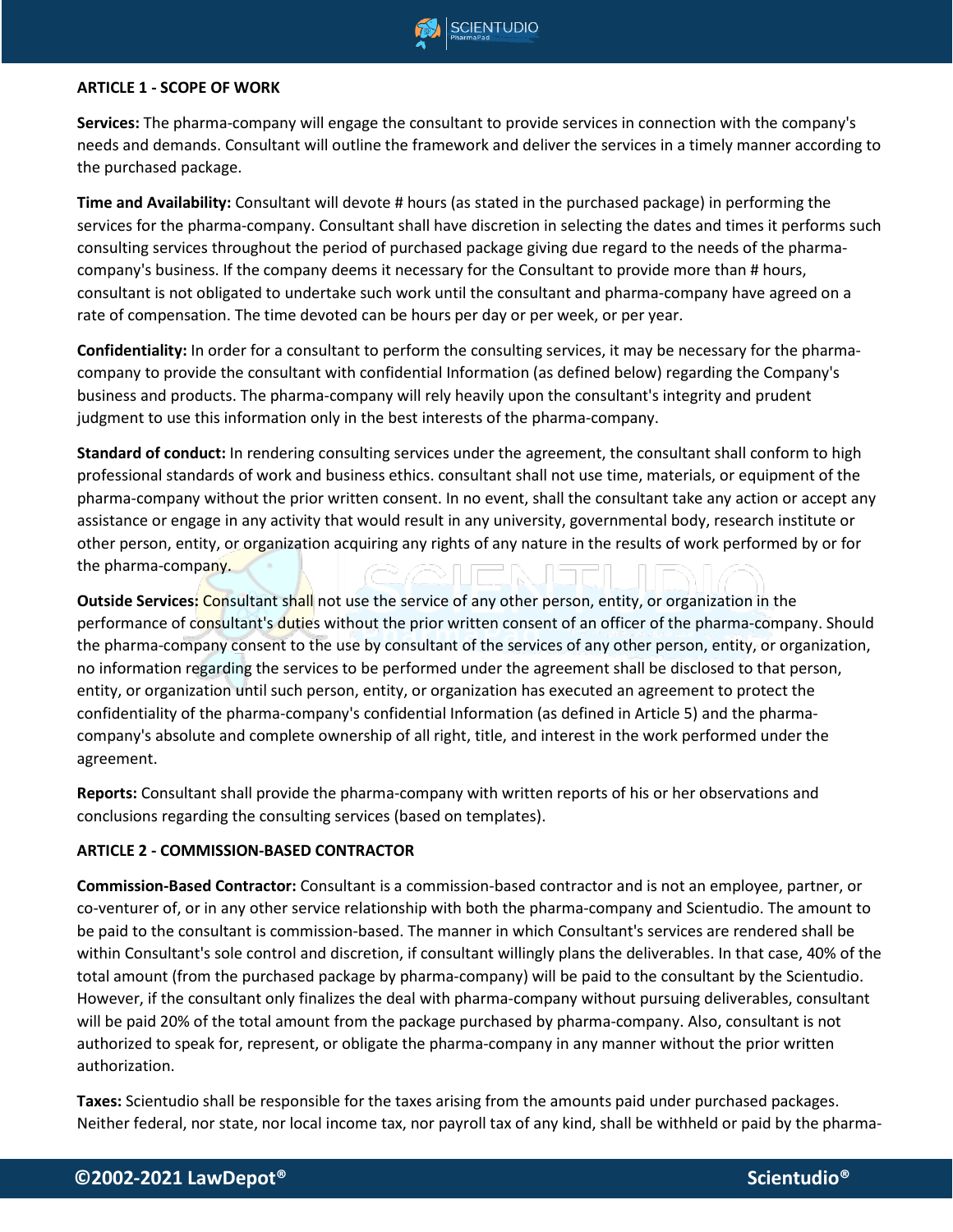**ARTICLE 1 - SCOPE OF WORK**

**Services:** The pharma-company will engage the consultant to provide services in connection with the company's needs and demands. Consultant will outline the framework and deliver the services in a timely manner according to the purchased package.

**Time and Availability:** Consultant will devote # hours (as stated in the purchased package) in performing the services for the pharma-company. Consultant shall have discretion in selecting the dates and times it performs such consulting services throughout the period of purchased package giving due regard to the needs of the pharma-company's business. If the company deems it necessary for the Consultant to provide more than # hours, consultant is not obligated to undertake such work until the consultant and pharma-company have agreed on a rate of compensation. The time devoted can be hours per day or per week, or per year.

**Confidentiality:** In order for a consultant to perform the consulting services, it may be necessary for the pharma-company to provide the consultant with confidential Information (as defined below) regarding the Company's business and products. The pharma-company will rely heavily upon the consultant's integrity and prudent judgment to use this information only in the best interests of the pharma-company.

**Standard of conduct:** In rendering consulting services under the agreement, the consultant shall conform to high professional standards of work and business ethics. consultant shall not use time, materials, or equipment of the pharma-company without the prior written consent. In no event, shall the consultant take any action or accept any assistance or engage in any activity that would result in any university, governmental body, research institute or other person, entity, or organization acquiring any rights of any nature in the results of work performed by or for the pharma-company.

**Outside Services:** Consultant shall not use the service of any other person, entity, or organization in the performance of consultant's duties without the prior written consent of an officer of the pharma-company. Should the pharma-company consent to the use by consultant of the services of any other person, entity, or organization, no information regarding the services to be performed under the agreement shall be disclosed to that person, entity, or organization until such person, entity, or organization has executed an agreement to protect the confidentiality of the pharma-company's confidential Information (as defined in Article 5) and the pharma-company's absolute and complete ownership of all right, title, and interest in the work performed under the agreement.

**Reports:** Consultant shall provide the pharma-company with written reports of his or her observations and conclusions regarding the consulting services (based on templates).

**ARTICLE 2 - COMMISSION-BASED CONTRACTOR**

**Commission-Based Contractor:** Consultant is a commission-based contractor and is not an employee, partner, or co-venturer of, or in any other service relationship with both the pharma-company and Scientudio. The amount to be paid to the consultant is commission-based. The manner in which Consultant's services are rendered shall be within Consultant's sole control and discretion, if consultant willingly plans the deliverables. In that case, 40% of the total amount (from the purchased package by pharma-company) will be paid to the consultant by the Scientudio. However, if the consultant only finalizes the deal with pharma-company without pursuing deliverables, consultant will be paid 20% of the total amount from the package purchased by pharma-company. Also, consultant is not authorized to speak for, represent, or obligate the pharma-company in any manner without the prior written authorization.

**Taxes:** Scientudio shall be responsible for the taxes arising from the amounts paid under purchased packages. Neither federal, nor state, nor local income tax, nor payroll tax of any kind, shall be withheld or paid by the pharma-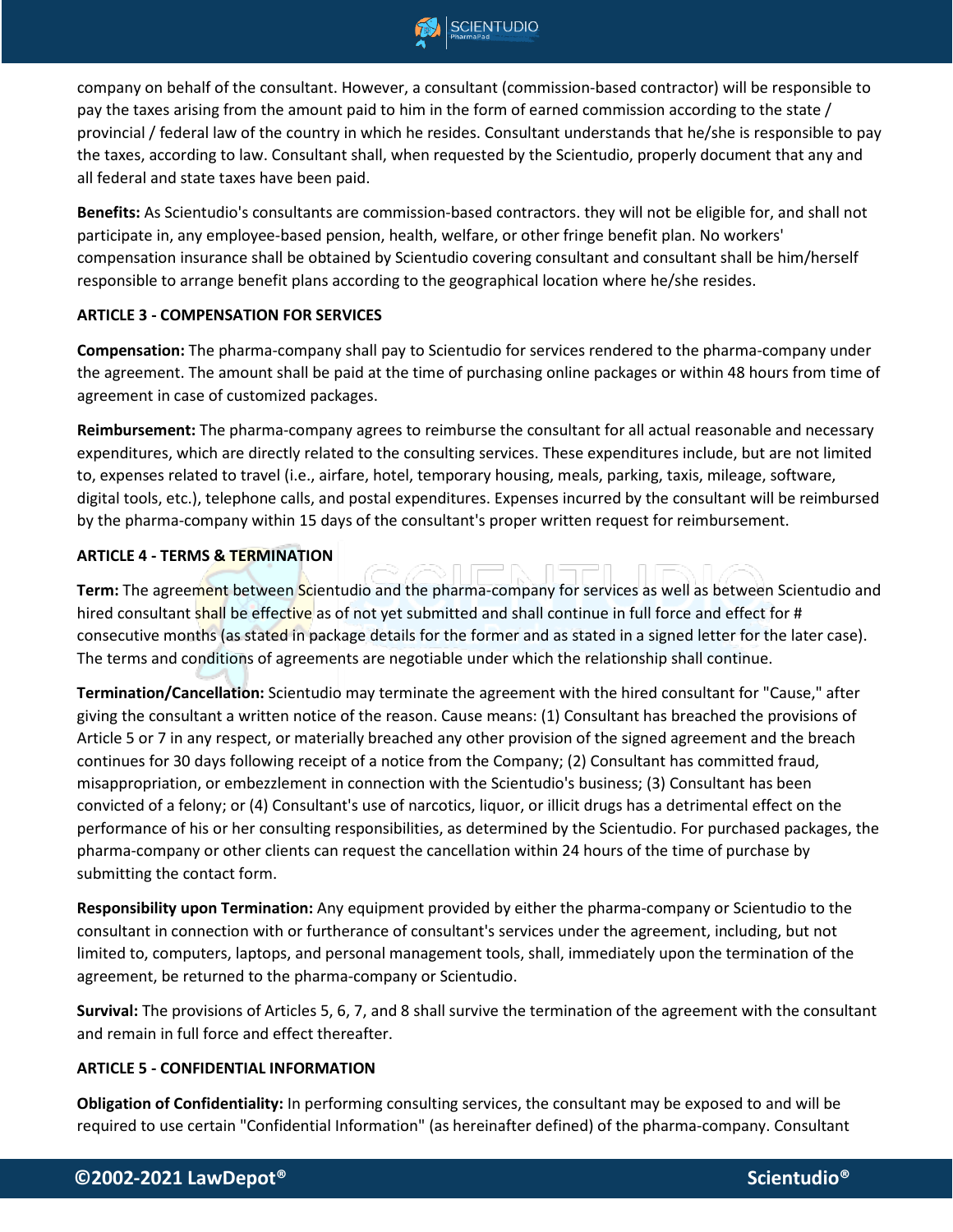company on behalf of the consultant. However, a consultant (commission-based contractor) will be responsible to pay the taxes arising from the amount paid to him in the form of earned commission according to the state / provincial / federal law of the country in which he resides. Consultant understands that he/she is responsible to pay the taxes, according to law. Consultant shall, when requested by the Scientudio, properly document that any and all federal and state taxes have been paid.

**Benefits:** As Scientudio's consultants are commission-based contractors. they will not be eligible for, and shall not participate in, any employee-based pension, health, welfare, or other fringe benefit plan. No workers' compensation insurance shall be obtained by Scientudio covering consultant and consultant shall be him/herself responsible to arrange benefit plans according to the geographical location where he/she resides.

**ARTICLE 3 - COMPENSATION FOR SERVICES**

**Compensation:** The pharma-company shall pay to Scientudio for services rendered to the pharma-company under the agreement. The amount shall be paid at the time of purchasing online packages or within 48 hours from time of agreement in case of customized packages.

**Reimbursement:** The pharma-company agrees to reimburse the consultant for all actual reasonable and necessary expenditures, which are directly related to the consulting services. These expenditures include, but are not limited to, expenses related to travel (i.e., airfare, hotel, temporary housing, meals, parking, taxis, mileage, software, digital tools, etc.), telephone calls, and postal expenditures. Expenses incurred by the consultant will be reimbursed by the pharma-company within 15 days of the consultant's proper written request for reimbursement.

**ARTICLE 4 - TERMS & TERMINATION**

**Term:** The agreement between Scientudio and the pharma-company for services as well as between Scientudio and hired consultant shall be effective as of not yet submitted and shall continue in full force and effect for # consecutive months (as stated in package details for the former and as stated in a signed letter for the later case). The terms and conditions of agreements are negotiable under which the relationship shall continue.

**Termination/Cancellation:** Scientudio may terminate the agreement with the hired consultant for "Cause," after giving the consultant a written notice of the reason. Cause means: (1) Consultant has breached the provisions of Article 5 or 7 in any respect, or materially breached any other provision of the signed agreement and the breach continues for 30 days following receipt of a notice from the Company; (2) Consultant has committed fraud, misappropriation, or embezzlement in connection with the Scientudio's business; (3) Consultant has been convicted of a felony; or (4) Consultant's use of narcotics, liquor, or illicit drugs has a detrimental effect on the performance of his or her consulting responsibilities, as determined by the Scientudio. For purchased packages, the pharma-company or other clients can request the cancellation within 24 hours of the time of purchase by submitting the contact form.

**Responsibility upon Termination:** Any equipment provided by either the pharma-company or Scientudio to the consultant in connection with or furtherance of consultant's services under the agreement, including, but not limited to, computers, laptops, and personal management tools, shall, immediately upon the termination of the agreement, be returned to the pharma-company or Scientudio.

**Survival:** The provisions of Articles 5, 6, 7, and 8 shall survive the termination of the agreement with the consultant and remain in full force and effect thereafter.

**ARTICLE 5 - CONFIDENTIAL INFORMATION**

**Obligation of Confidentiality:** In performing consulting services, the consultant may be exposed to and will be required to use certain "Confidential Information" (as hereinafter defined) of the pharma-company. Consultant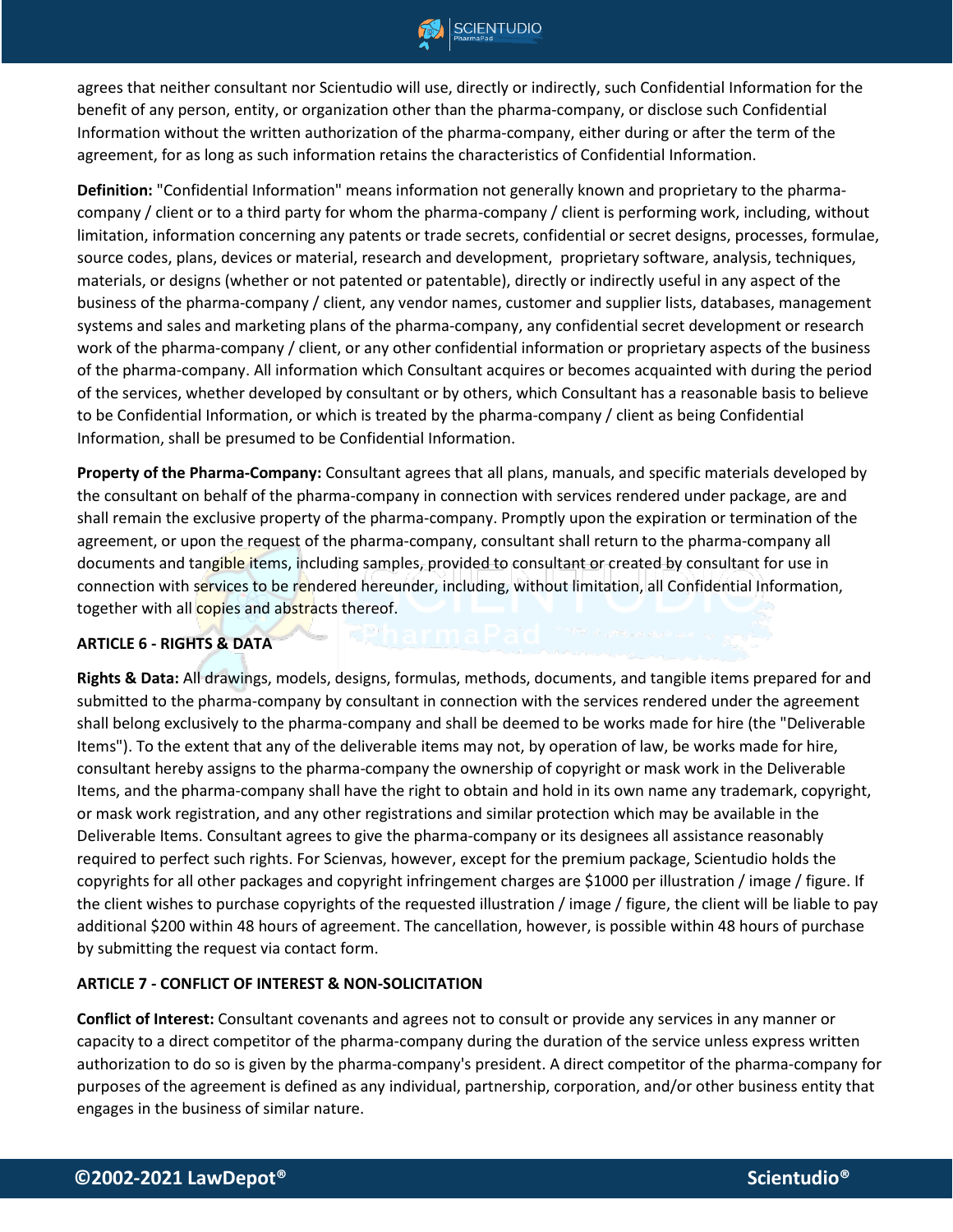agrees that neither consultant nor Scientudio will use, directly or indirectly, such Confidential Information for the benefit of any person, entity, or organization other than the pharma-company, or disclose such Confidential Information without the written authorization of the pharma-company, either during or after the term of the agreement, for as long as such information retains the characteristics of Confidential Information.

**Definition:** "Confidential Information" means information not generally known and proprietary to the pharma-company / client or to a third party for whom the pharma-company / client is performing work, including, without limitation, information concerning any patents or trade secrets, confidential or secret designs, processes, formulae, source codes, plans, devices or material, research and development, proprietary software, analysis, techniques, materials, or designs (whether or not patented or patentable), directly or indirectly useful in any aspect of the business of the pharma-company / client, any vendor names, customer and supplier lists, databases, management systems and sales and marketing plans of the pharma-company, any confidential secret development or research work of the pharma-company / client, or any other confidential information or proprietary aspects of the business of the pharma-company. All information which Consultant acquires or becomes acquainted with during the period of the services, whether developed by consultant or by others, which Consultant has a reasonable basis to believe to be Confidential Information, or which is treated by the pharma-company / client as being Confidential Information, shall be presumed to be Confidential Information.

**Property of the Pharma-Company:** Consultant agrees that all plans, manuals, and specific materials developed by the consultant on behalf of the pharma-company in connection with services rendered under package, are and shall remain the exclusive property of the pharma-company. Promptly upon the expiration or termination of the agreement, or upon the request of the pharma-company, consultant shall return to the pharma-company all documents and tangible items, including samples, provided to consultant or created by consultant for use in connection with services to be rendered hereunder, including, without limitation, all Confidential Information, together with all copies and abstracts thereof.

**ARTICLE 6 - RIGHTS & DATA**

**Rights & Data:** All drawings, models, designs, formulas, methods, documents, and tangible items prepared for and submitted to the pharma-company by consultant in connection with the services rendered under the agreement shall belong exclusively to the pharma-company and shall be deemed to be works made for hire (the "Deliverable Items"). To the extent that any of the deliverable items may not, by operation of law, be works made for hire, consultant hereby assigns to the pharma-company the ownership of copyright or mask work in the Deliverable Items, and the pharma-company shall have the right to obtain and hold in its own name any trademark, copyright, or mask work registration, and any other registrations and similar protection which may be available in the Deliverable Items. Consultant agrees to give the pharma-company or its designees all assistance reasonably required to perfect such rights. For Scienvas, however, except for the premium package, Scientudio holds the copyrights for all other packages and copyright infringement charges are $1000 per illustration / image / figure. If the client wishes to purchase copyrights of the requested illustration / image / figure, the client will be liable to pay additional $200 within 48 hours of agreement. The cancellation, however, is possible within 48 hours of purchase by submitting the request via contact form.

**ARTICLE 7 - CONFLICT OF INTEREST & NON-SOLICITATION**

**Conflict of Interest:** Consultant covenants and agrees not to consult or provide any services in any manner or capacity to a direct competitor of the pharma-company during the duration of the service unless express written authorization to do so is given by the pharma-company's president. A direct competitor of the pharma-company for purposes of the agreement is defined as any individual, partnership, corporation, and/or other business entity that engages in the business of similar nature.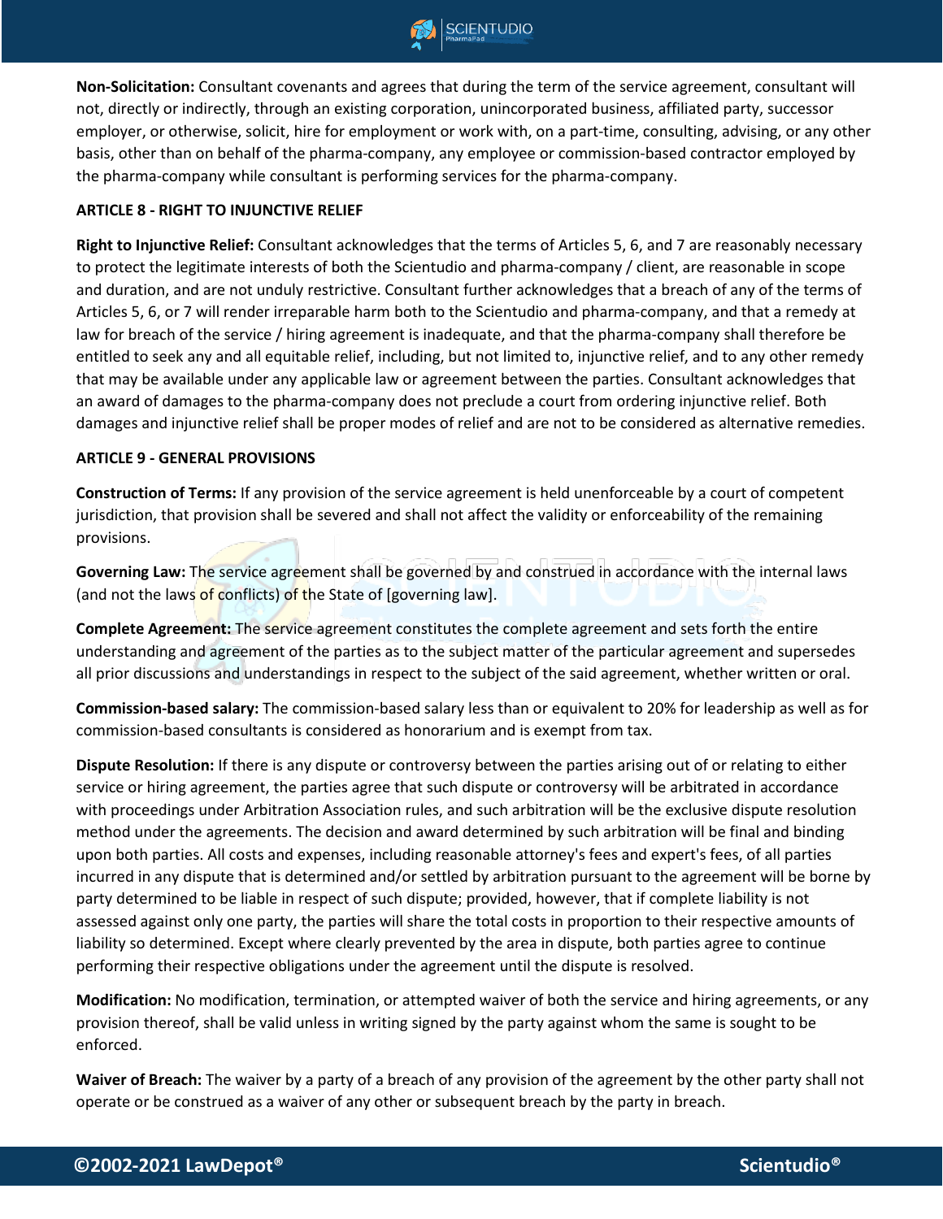**Non-Solicitation:** Consultant covenants and agrees that during the term of the service agreement, consultant will not, directly or indirectly, through an existing corporation, unincorporated business, affiliated party, successor employer, or otherwise, solicit, hire for employment or work with, on a part-time, consulting, advising, or any other basis, other than on behalf of the pharma-company, any employee or commission-based contractor employed by the pharma-company while consultant is performing services for the pharma-company.

**ARTICLE 8 - RIGHT TO INJUNCTIVE RELIEF**

**Right to Injunctive Relief:** Consultant acknowledges that the terms of Articles 5, 6, and 7 are reasonably necessary to protect the legitimate interests of both the Scientudio and pharma-company / client, are reasonable in scope and duration, and are not unduly restrictive. Consultant further acknowledges that a breach of any of the terms of Articles 5, 6, or 7 will render irreparable harm both to the Scientudio and pharma-company, and that a remedy at law for breach of the service / hiring agreement is inadequate, and that the pharma-company shall therefore be entitled to seek any and all equitable relief, including, but not limited to, injunctive relief, and to any other remedy that may be available under any applicable law or agreement between the parties. Consultant acknowledges that an award of damages to the pharma-company does not preclude a court from ordering injunctive relief. Both damages and injunctive relief shall be proper modes of relief and are not to be considered as alternative remedies.

**ARTICLE 9 - GENERAL PROVISIONS**

**Construction of Terms:** If any provision of the service agreement is held unenforceable by a court of competent jurisdiction, that provision shall be severed and shall not affect the validity or enforceability of the remaining provisions.

**Governing Law:** The service agreement shall be governed by and construed in accordance with the internal laws (and not the laws of conflicts) of the State of [governing law].

**Complete Agreement:** The service agreement constitutes the complete agreement and sets forth the entire understanding and agreement of the parties as to the subject matter of the particular agreement and supersedes all prior discussions and understandings in respect to the subject of the said agreement, whether written or oral.

**Commission-based salary:** The commission-based salary less than or equivalent to 20% for leadership as well as for commission-based consultants is considered as honorarium and is exempt from tax.

**Dispute Resolution:** If there is any dispute or controversy between the parties arising out of or relating to either service or hiring agreement, the parties agree that such dispute or controversy will be arbitrated in accordance with proceedings under Arbitration Association rules, and such arbitration will be the exclusive dispute resolution method under the agreements. The decision and award determined by such arbitration will be final and binding upon both parties. All costs and expenses, including reasonable attorney's fees and expert's fees, of all parties incurred in any dispute that is determined and/or settled by arbitration pursuant to the agreement will be borne by party determined to be liable in respect of such dispute; provided, however, that if complete liability is not assessed against only one party, the parties will share the total costs in proportion to their respective amounts of liability so determined. Except where clearly prevented by the area in dispute, both parties agree to continue performing their respective obligations under the agreement until the dispute is resolved.

**Modification:** No modification, termination, or attempted waiver of both the service and hiring agreements, or any provision thereof, shall be valid unless in writing signed by the party against whom the same is sought to be enforced.

**Waiver of Breach:** The waiver by a party of a breach of any provision of the agreement by the other party shall not operate or be construed as a waiver of any other or subsequent breach by the party in breach.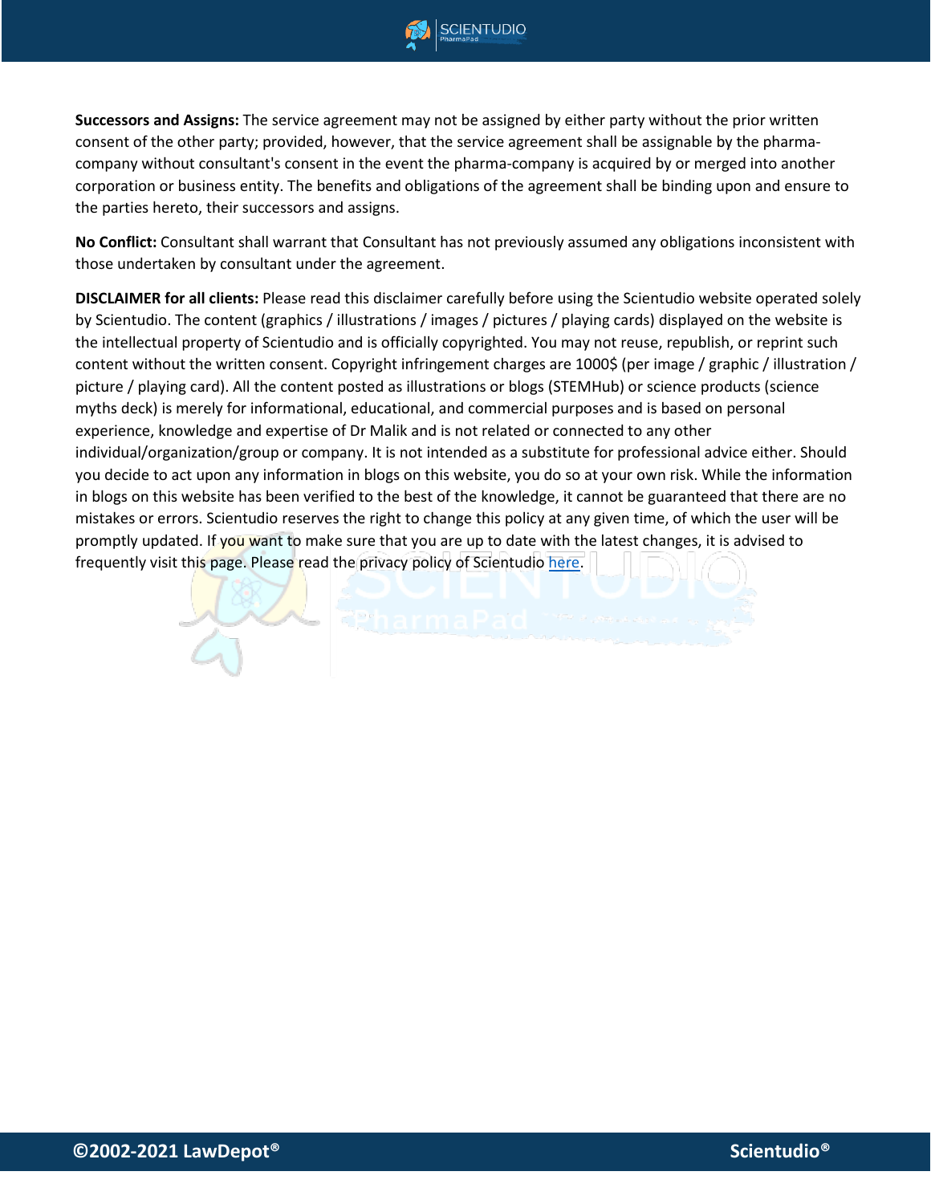**Successors and Assigns:** The service agreement may not be assigned by either party without the prior written consent of the other party; provided, however, that the service agreement shall be assignable by the pharma-company without consultant's consent in the event the pharma-company is acquired by or merged into another corporation or business entity. The benefits and obligations of the agreement shall be binding upon and ensure to the parties hereto, their successors and assigns.

**No Conflict:** Consultant shall warrant that Consultant has not previously assumed any obligations inconsistent with those undertaken by consultant under the agreement.

**DISCLAIMER for all clients:** Please read this disclaimer carefully before using the Scientudio website operated solely by Scientudio. The content (graphics / illustrations / images / pictures / playing cards) displayed on the website is the intellectual property of Scientudio and is officially copyrighted. You may not reuse, republish, or reprint such content without the written consent. Copyright infringement charges are 1000$ (per image / graphic / illustration / picture / playing card). All the content posted as illustrations or blogs (STEMHub) or science products (science myths deck) is merely for informational, educational, and commercial purposes and is based on personal experience, knowledge and expertise of Dr Malik and is not related or connected to any other individual/organization/group or company. It is not intended as a substitute for professional advice either. Should you decide to act upon any information in blogs on this website, you do so at your own risk. While the information in blogs on this website has been verified to the best of the knowledge, it cannot be guaranteed that there are no mistakes or errors. Scientudio reserves the right to change this policy at any given time, of which the user will be promptly updated. If you want to make sure that you are up to date with the latest changes, it is advised to frequently visit this page. Please read the privacy policy of Scientudio here.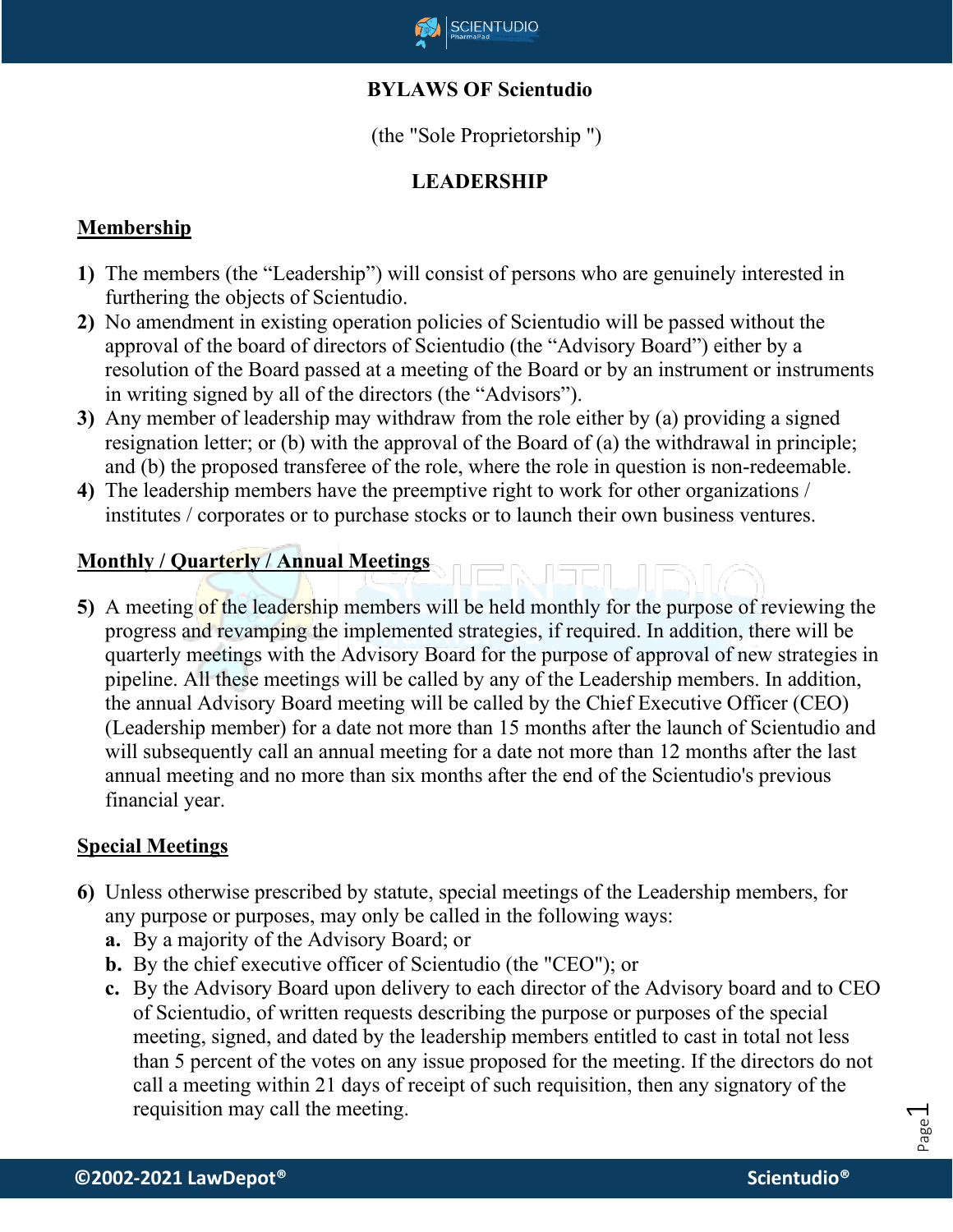**BYLAWS OF Scientudio**

(the "Sole Proprietorship ")

**LEADERSHIP**

**Membership**

1) The members (the "Leadership") will consist of persons who are genuinely interested in furthering the objects of Scientudio.
2) No amendment in existing operation policies of Scientudio will be passed without the approval of the board of directors of Scientudio (the "Advisory Board") either by a resolution of the Board passed at a meeting of the Board or by an instrument or instruments in writing signed by all of the directors (the "Advisors").
3) Any member of leadership may withdraw from the role either by (a) providing a signed resignation letter; or (b) with the approval of the Board of (a) the withdrawal in principle; and (b) the proposed transferee of the role, where the role in question is non-redeemable.
4) The leadership members have the preemptive right to work for other organizations / institutes / corporates or to purchase stocks or to launch their own business ventures.

**Monthly / Quarterly / Annual Meetings**

5) A meeting of the leadership members will be held monthly for the purpose of reviewing the progress and revamping the implemented strategies, if required. In addition, there will be quarterly meetings with the Advisory Board for the purpose of approval of new strategies in pipeline. All these meetings will be called by any of the Leadership members. In addition, the annual Advisory Board meeting will be called by the Chief Executive Officer (CEO) (Leadership member) for a date not more than 15 months after the launch of Scientudio and will subsequently call an annual meeting for a date not more than 12 months after the last annual meeting and no more than six months after the end of the Scientudio's previous financial year.

**Special Meetings**

6) Unless otherwise prescribed by statute, special meetings of the Leadership members, for any purpose or purposes, may only be called in the following ways:
   a. By a majority of the Advisory Board; or
   b. By the chief executive officer of Scientudio (the "CEO"); or
   c. By the Advisory Board upon delivery to each director of the Advisory board and to CEO of Scientudio, of written requests describing the purpose or purposes of the special meeting, signed, and dated by the leadership members entitled to cast in total not less than 5 percent of the votes on any issue proposed for the meeting. If the directors do not call a meeting within 21 days of receipt of such requisition, then any signatory of the requisition may call the meeting.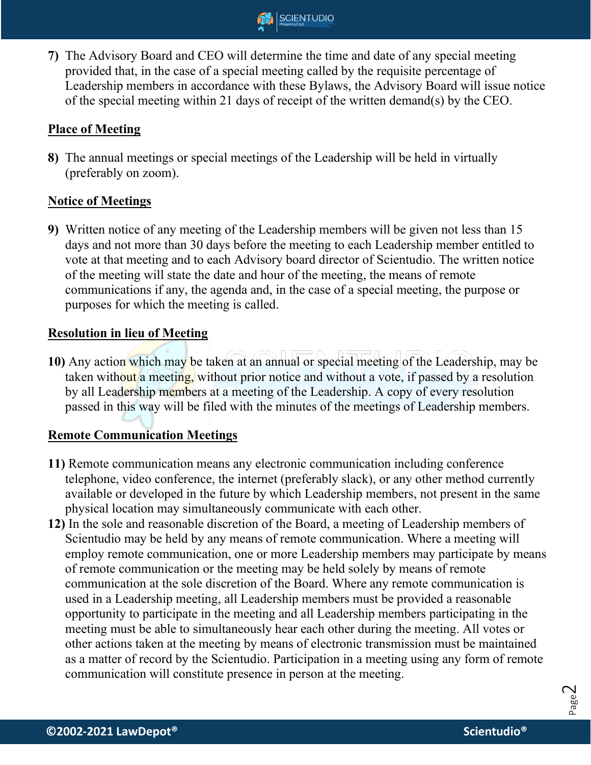7) The Advisory Board and CEO will determine the time and date of any special meeting provided that, in the case of a special meeting called by the requisite percentage of Leadership members in accordance with these Bylaws, the Advisory Board will issue notice of the special meeting within 21 days of receipt of the written demand(s) by the CEO.

**Place of Meeting**

8) The annual meetings or special meetings of the Leadership will be held in virtually (preferably on zoom).

**Notice of Meetings**

9) Written notice of any meeting of the Leadership members will be given not less than 15 days and not more than 30 days before the meeting to each Leadership member entitled to vote at that meeting and to each Advisory board director of Scientudio. The written notice of the meeting will state the date and hour of the meeting, the means of remote communications if any, the agenda and, in the case of a special meeting, the purpose or purposes for which the meeting is called.

**Resolution in lieu of Meeting**

10) Any action which may be taken at an annual or special meeting of the Leadership, may be taken without a meeting, without prior notice and without a vote, if passed by a resolution by all Leadership members at a meeting of the Leadership. A copy of every resolution passed in this way will be filed with the minutes of the meetings of Leadership members.

**Remote Communication Meetings**

11) Remote communication means any electronic communication including conference telephone, video conference, the internet (preferably slack), or any other method currently available or developed in the future by which Leadership members, not present in the same physical location may simultaneously communicate with each other.

12) In the sole and reasonable discretion of the Board, a meeting of Leadership members of Scientudio may be held by any means of remote communication. Where a meeting will employ remote communication, one or more Leadership members may participate by means of remote communication or the meeting may be held solely by means of remote communication at the sole discretion of the Board. Where any remote communication is used in a Leadership meeting, all Leadership members must be provided a reasonable opportunity to participate in the meeting and all Leadership members participating in the meeting must be able to simultaneously hear each other during the meeting. All votes or other actions taken at the meeting by means of electronic transmission must be maintained as a matter of record by the Scientudio. Participation in a meeting using any form of remote communication will constitute presence in person at the meeting.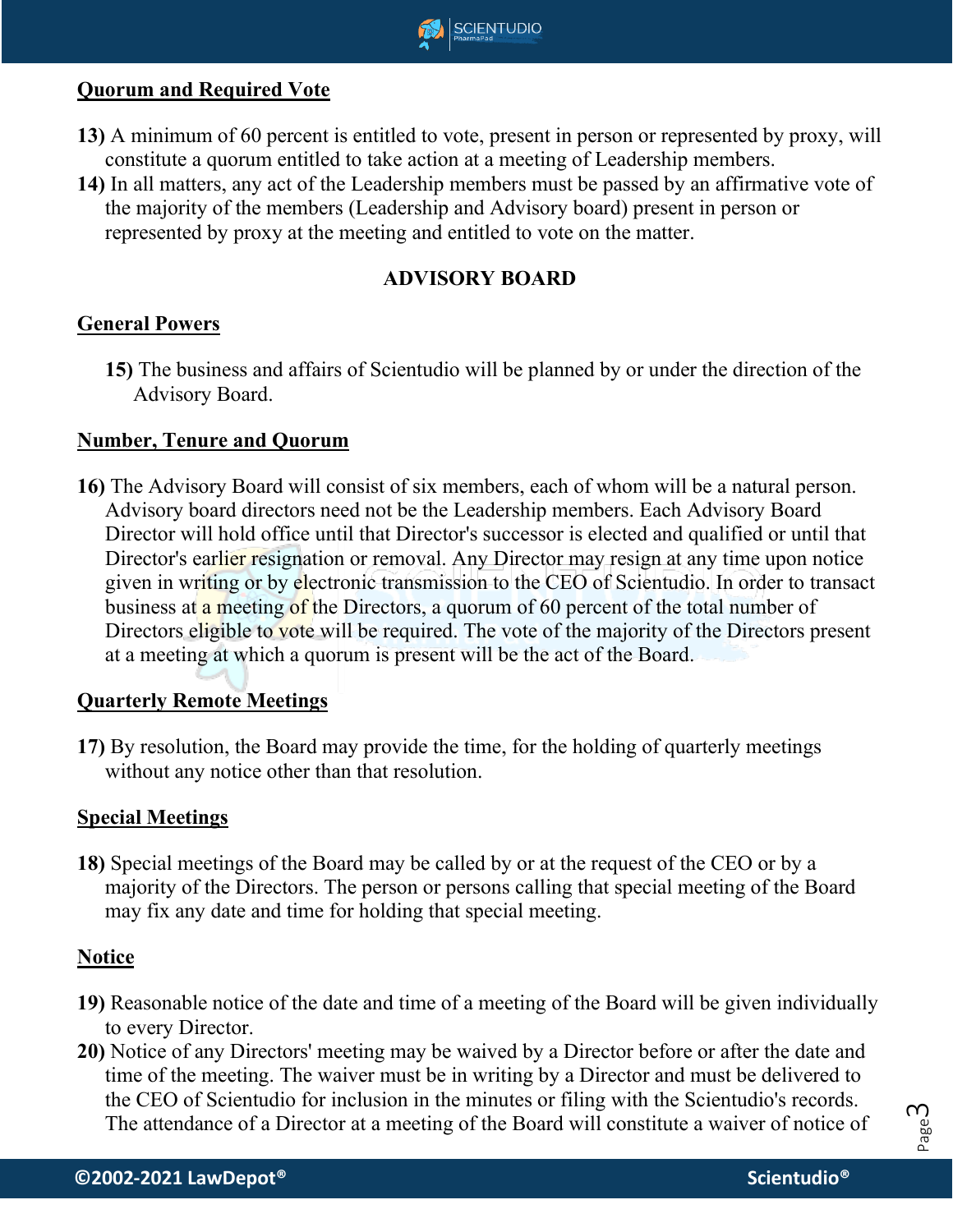**Quorum and Required Vote**

**13)** A minimum of 60 percent is entitled to vote, present in person or represented by proxy, will constitute a quorum entitled to take action at a meeting of Leadership members.

**14)** In all matters, any act of the Leadership members must be passed by an affirmative vote of the majority of the members (Leadership and Advisory board) present in person or represented by proxy at the meeting and entitled to vote on the matter.

## ADVISORY BOARD

**General Powers**

**15)** The business and affairs of Scientudio will be planned by or under the direction of the Advisory Board.

**Number, Tenure and Quorum**

**16)** The Advisory Board will consist of six members, each of whom will be a natural person. Advisory board directors need not be the Leadership members. Each Advisory Board Director will hold office until that Director's successor is elected and qualified or until that Director's earlier resignation or removal. Any Director may resign at any time upon notice given in writing or by electronic transmission to the CEO of Scientudio. In order to transact business at a meeting of the Directors, a quorum of 60 percent of the total number of Directors eligible to vote will be required. The vote of the majority of the Directors present at a meeting at which a quorum is present will be the act of the Board.

**Quarterly Remote Meetings**

**17)** By resolution, the Board may provide the time, for the holding of quarterly meetings without any notice other than that resolution.

**Special Meetings**

**18)** Special meetings of the Board may be called by or at the request of the CEO or by a majority of the Directors. The person or persons calling that special meeting of the Board may fix any date and time for holding that special meeting.

**Notice**

**19)** Reasonable notice of the date and time of a meeting of the Board will be given individually to every Director.

**20)** Notice of any Directors' meeting may be waived by a Director before or after the date and time of the meeting. The waiver must be in writing by a Director and must be delivered to the CEO of Scientudio for inclusion in the minutes or filing with the Scientudio's records. The attendance of a Director at a meeting of the Board will constitute a waiver of notice of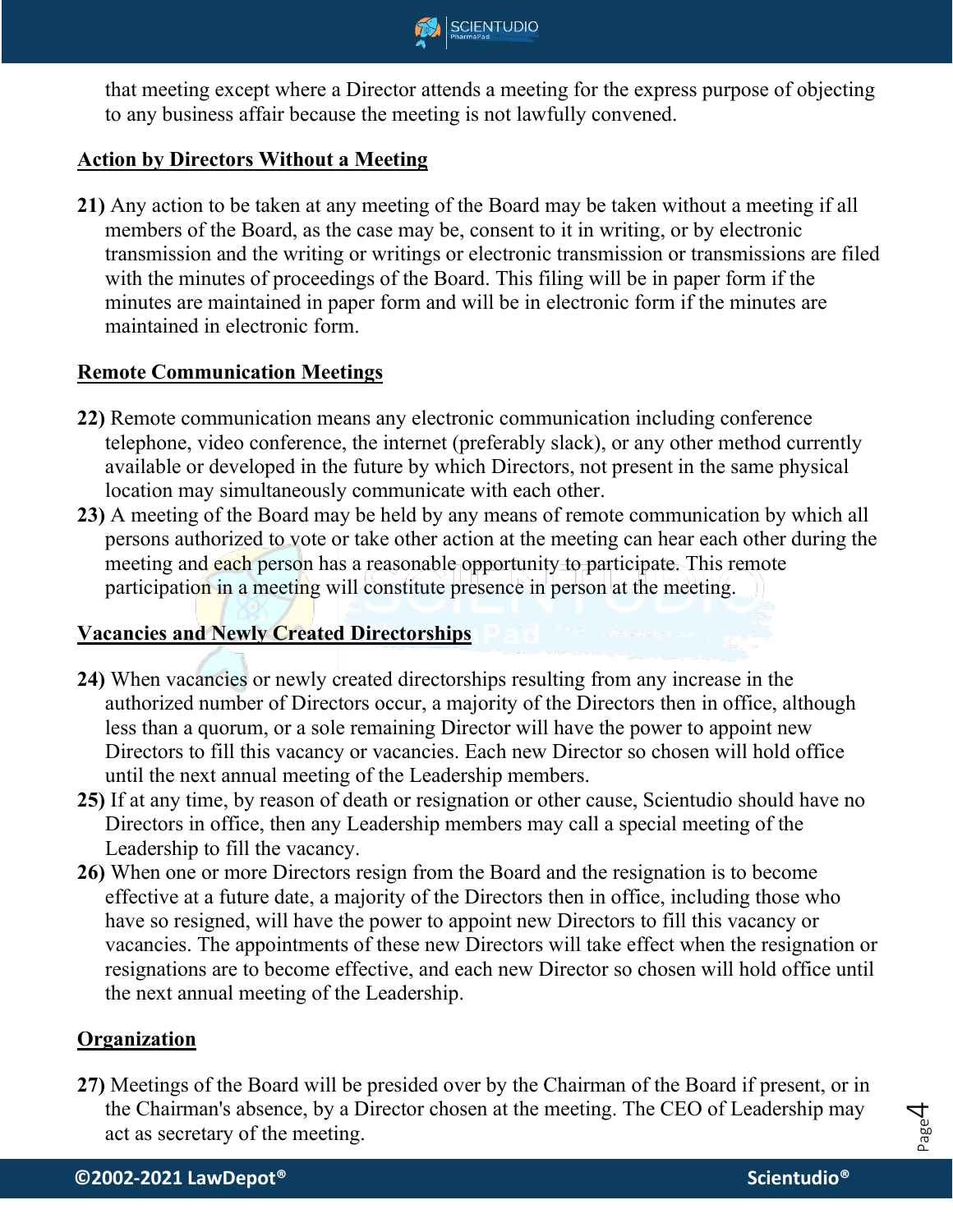that meeting except where a Director attends a meeting for the express purpose of objecting to any business affair because the meeting is not lawfully convened.

## Action by Directors Without a Meeting

**21)** Any action to be taken at any meeting of the Board may be taken without a meeting if all members of the Board, as the case may be, consent to it in writing, or by electronic transmission and the writing or writings or electronic transmission or transmissions are filed with the minutes of proceedings of the Board. This filing will be in paper form if the minutes are maintained in paper form and will be in electronic form if the minutes are maintained in electronic form.

## Remote Communication Meetings

**22)** Remote communication means any electronic communication including conference telephone, video conference, the internet (preferably slack), or any other method currently available or developed in the future by which Directors, not present in the same physical location may simultaneously communicate with each other.

**23)** A meeting of the Board may be held by any means of remote communication by which all persons authorized to vote or take other action at the meeting can hear each other during the meeting and each person has a reasonable opportunity to participate. This remote participation in a meeting will constitute presence in person at the meeting.

## Vacancies and Newly Created Directorships

**24)** When vacancies or newly created directorships resulting from any increase in the authorized number of Directors occur, a majority of the Directors then in office, although less than a quorum, or a sole remaining Director will have the power to appoint new Directors to fill this vacancy or vacancies. Each new Director so chosen will hold office until the next annual meeting of the Leadership members.

**25)** If at any time, by reason of death or resignation or other cause, Scientudio should have no Directors in office, then any Leadership members may call a special meeting of the Leadership to fill the vacancy.

**26)** When one or more Directors resign from the Board and the resignation is to become effective at a future date, a majority of the Directors then in office, including those who have so resigned, will have the power to appoint new Directors to fill this vacancy or vacancies. The appointments of these new Directors will take effect when the resignation or resignations are to become effective, and each new Director so chosen will hold office until the next annual meeting of the Leadership.

## Organization

**27)** Meetings of the Board will be presided over by the Chairman of the Board if present, or in the Chairman's absence, by a Director chosen at the meeting. The CEO of Leadership may act as secretary of the meeting.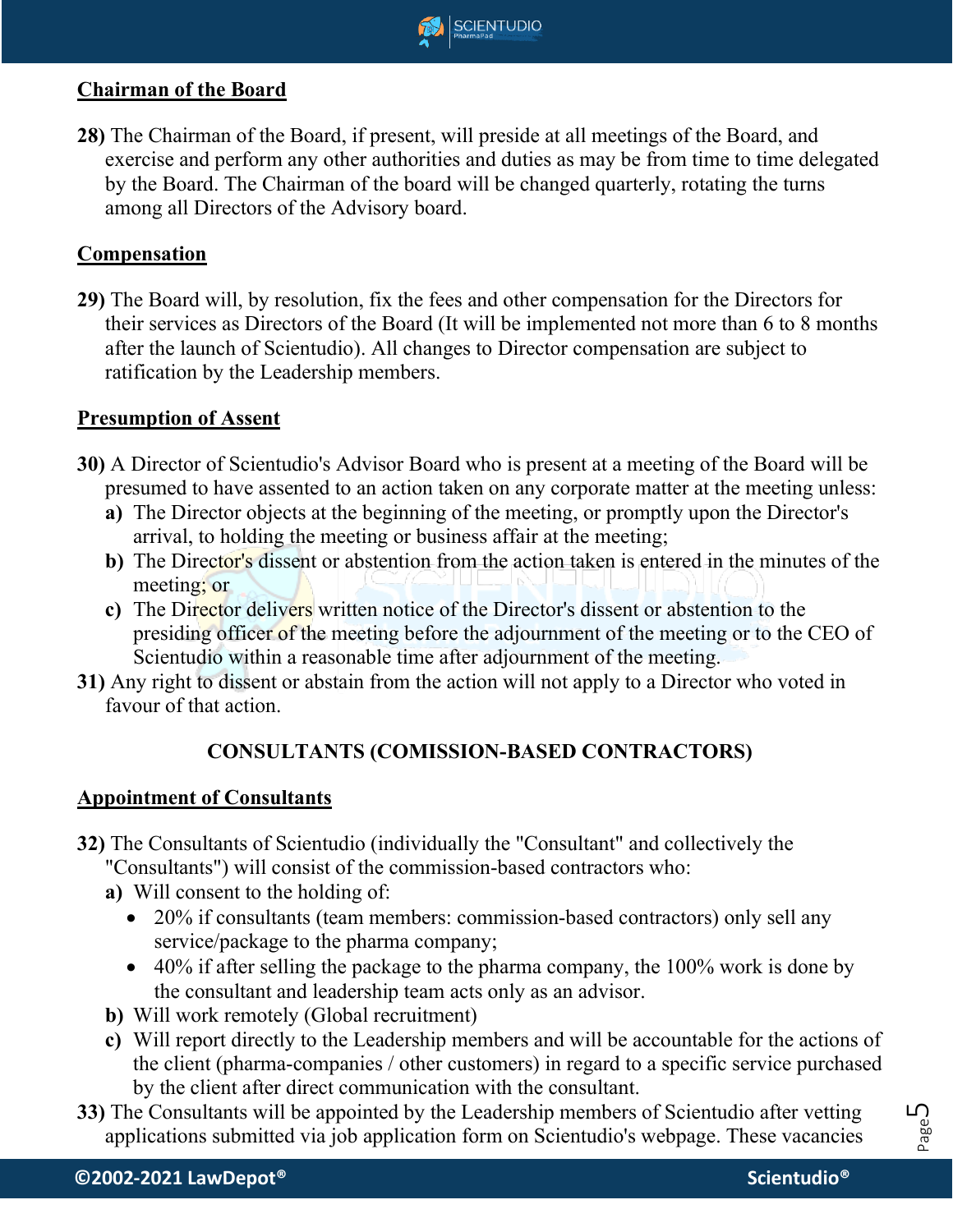## Chairman of the Board

**28)** The Chairman of the Board, if present, will preside at all meetings of the Board, and exercise and perform any other authorities and duties as may be from time to time delegated by the Board. The Chairman of the board will be changed quarterly, rotating the turns among all Directors of the Advisory board.

## Compensation

**29)** The Board will, by resolution, fix the fees and other compensation for the Directors for their services as Directors of the Board (It will be implemented not more than 6 to 8 months after the launch of Scientudio). All changes to Director compensation are subject to ratification by the Leadership members.

## Presumption of Assent

**30)** A Director of Scientudio's Advisor Board who is present at a meeting of the Board will be presumed to have assented to an action taken on any corporate matter at the meeting unless:

**a)** The Director objects at the beginning of the meeting, or promptly upon the Director's arrival, to holding the meeting or business affair at the meeting;

**b)** The Director's dissent or abstention from the action taken is entered in the minutes of the meeting; or

**c)** The Director delivers written notice of the Director's dissent or abstention to the presiding officer of the meeting before the adjournment of the meeting or to the CEO of Scientudio within a reasonable time after adjournment of the meeting.

**31)** Any right to dissent or abstain from the action will not apply to a Director who voted in favour of that action.

### CONSULTANTS (COMISSION-BASED CONTRACTORS)

## Appointment of Consultants

**32)** The Consultants of Scientudio (individually the "Consultant" and collectively the "Consultants") will consist of the commission-based contractors who:

**a)** Will consent to the holding of:

- 20% if consultants (team members: commission-based contractors) only sell any service/package to the pharma company;
- 40% if after selling the package to the pharma company, the 100% work is done by the consultant and leadership team acts only as an advisor.

**b)** Will work remotely (Global recruitment)

**c)** Will report directly to the Leadership members and will be accountable for the actions of the client (pharma-companies / other customers) in regard to a specific service purchased by the client after direct communication with the consultant.

**33)** The Consultants will be appointed by the Leadership members of Scientudio after vetting applications submitted via job application form on Scientudio's webpage. These vacancies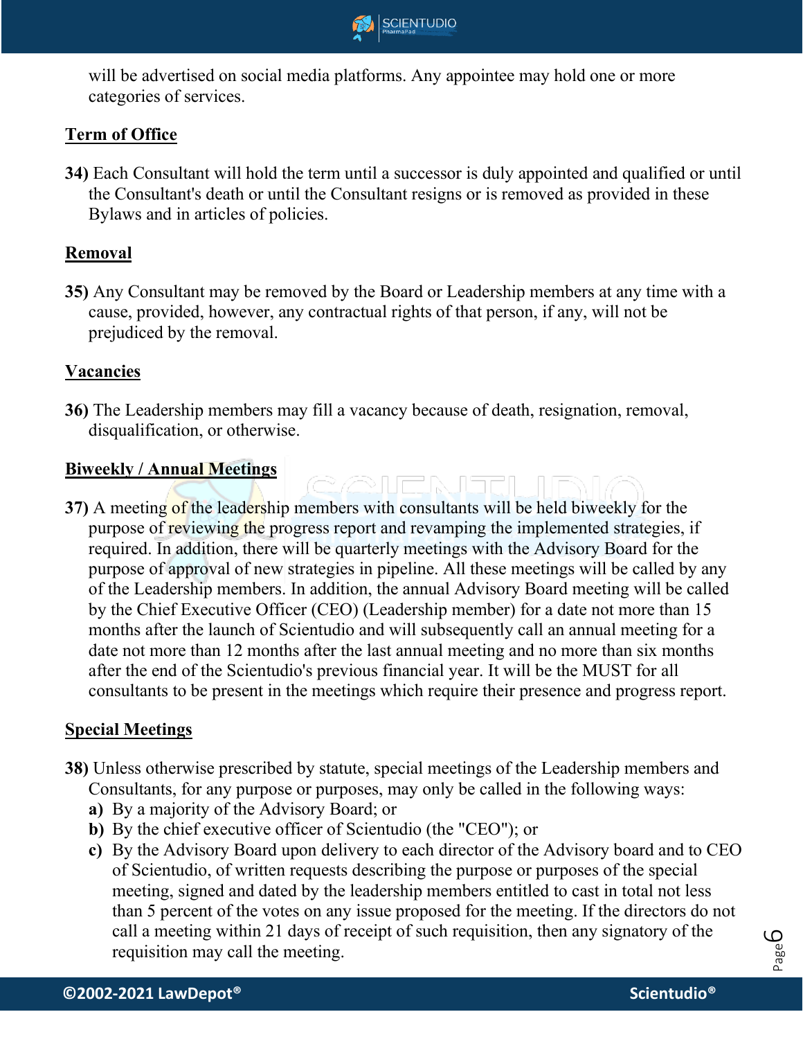will be advertised on social media platforms. Any appointee may hold one or more categories of services.

**Term of Office**

**34)** Each Consultant will hold the term until a successor is duly appointed and qualified or until the Consultant's death or until the Consultant resigns or is removed as provided in these Bylaws and in articles of policies.

**Removal**

**35)** Any Consultant may be removed by the Board or Leadership members at any time with a cause, provided, however, any contractual rights of that person, if any, will not be prejudiced by the removal.

**Vacancies**

**36)** The Leadership members may fill a vacancy because of death, resignation, removal, disqualification, or otherwise.

**Biweekly / Annual Meetings**

**37)** A meeting of the leadership members with consultants will be held biweekly for the purpose of reviewing the progress report and revamping the implemented strategies, if required. In addition, there will be quarterly meetings with the Advisory Board for the purpose of approval of new strategies in pipeline. All these meetings will be called by any of the Leadership members. In addition, the annual Advisory Board meeting will be called by the Chief Executive Officer (CEO) (Leadership member) for a date not more than 15 months after the launch of Scientudio and will subsequently call an annual meeting for a date not more than 12 months after the last annual meeting and no more than six months after the end of the Scientudio's previous financial year. It will be the MUST for all consultants to be present in the meetings which require their presence and progress report.

**Special Meetings**

**38)** Unless otherwise prescribed by statute, special meetings of the Leadership members and Consultants, for any purpose or purposes, may only be called in the following ways:

- **a)** By a majority of the Advisory Board; or
- **b)** By the chief executive officer of Scientudio (the "CEO"); or
- **c)** By the Advisory Board upon delivery to each director of the Advisory board and to CEO of Scientudio, of written requests describing the purpose or purposes of the special meeting, signed and dated by the leadership members entitled to cast in total not less than 5 percent of the votes on any issue proposed for the meeting. If the directors do not call a meeting within 21 days of receipt of such requisition, then any signatory of the requisition may call the meeting.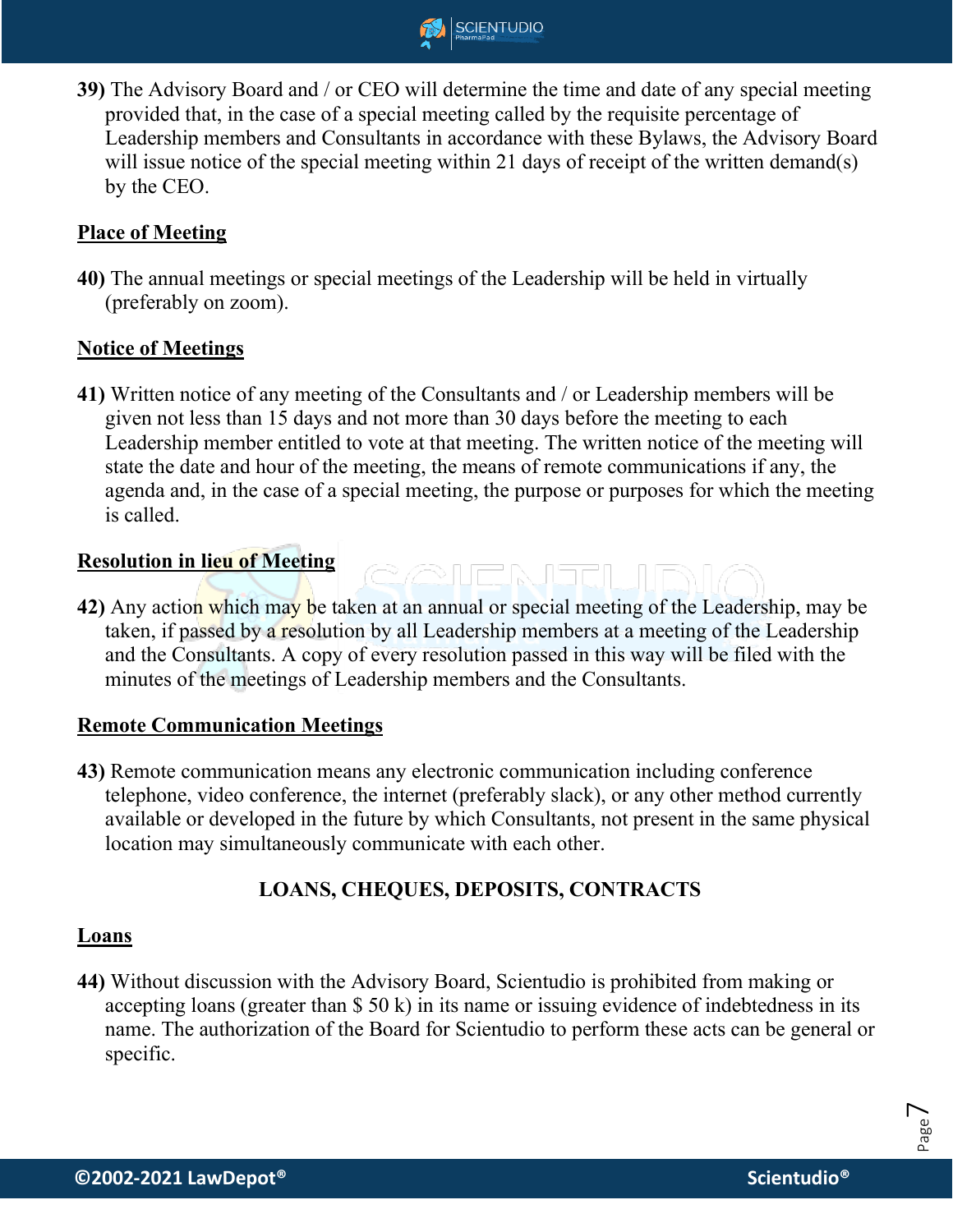**39)** The Advisory Board and / or CEO will determine the time and date of any special meeting provided that, in the case of a special meeting called by the requisite percentage of Leadership members and Consultants in accordance with these Bylaws, the Advisory Board will issue notice of the special meeting within 21 days of receipt of the written demand(s) by the CEO.

**<u>Place of Meeting</u>**

**40)** The annual meetings or special meetings of the Leadership will be held in virtually (preferably on zoom).

**<u>Notice of Meetings</u>**

**41)** Written notice of any meeting of the Consultants and / or Leadership members will be given not less than 15 days and not more than 30 days before the meeting to each Leadership member entitled to vote at that meeting. The written notice of the meeting will state the date and hour of the meeting, the means of remote communications if any, the agenda and, in the case of a special meeting, the purpose or purposes for which the meeting is called.

**<u>Resolution in lieu of Meeting</u>**

**42)** Any action which may be taken at an annual or special meeting of the Leadership, may be taken, if passed by a resolution by all Leadership members at a meeting of the Leadership and the Consultants. A copy of every resolution passed in this way will be filed with the minutes of the meetings of Leadership members and the Consultants.

**<u>Remote Communication Meetings</u>**

**43)** Remote communication means any electronic communication including conference telephone, video conference, the internet (preferably slack), or any other method currently available or developed in the future by which Consultants, not present in the same physical location may simultaneously communicate with each other.

## LOANS, CHEQUES, DEPOSITS, CONTRACTS

**<u>Loans</u>**

**44)** Without discussion with the Advisory Board, Scientudio is prohibited from making or accepting loans (greater than $ 50 k) in its name or issuing evidence of indebtedness in its name. The authorization of the Board for Scientudio to perform these acts can be general or specific.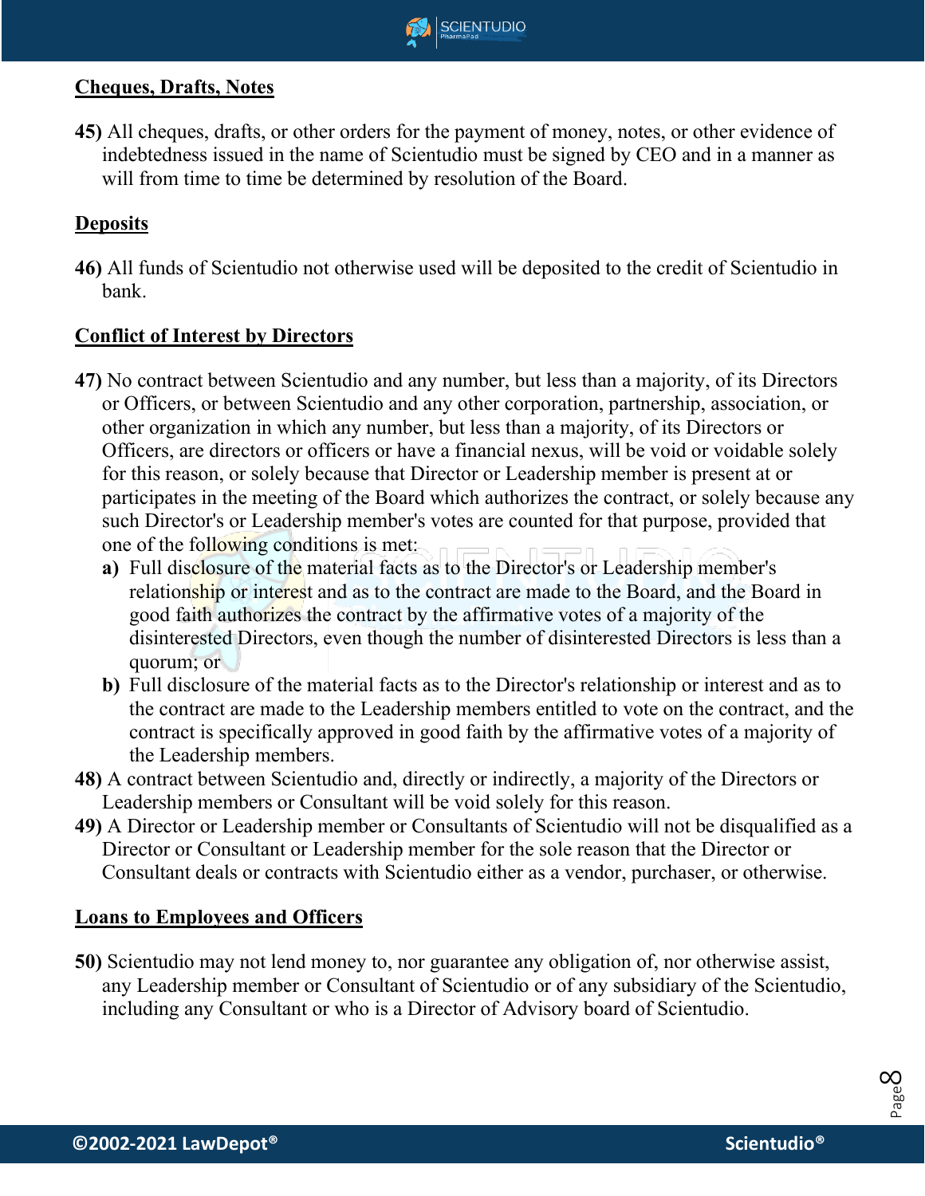**Cheques, Drafts, Notes**

**45)** All cheques, drafts, or other orders for the payment of money, notes, or other evidence of indebtedness issued in the name of Scientudio must be signed by CEO and in a manner as will from time to time be determined by resolution of the Board.

**Deposits**

**46)** All funds of Scientudio not otherwise used will be deposited to the credit of Scientudio in bank.

**Conflict of Interest by Directors**

**47)** No contract between Scientudio and any number, but less than a majority, of its Directors or Officers, or between Scientudio and any other corporation, partnership, association, or other organization in which any number, but less than a majority, of its Directors or Officers, are directors or officers or have a financial nexus, will be void or voidable solely for this reason, or solely because that Director or Leadership member is present at or participates in the meeting of the Board which authorizes the contract, or solely because any such Director's or Leadership member's votes are counted for that purpose, provided that one of the following conditions is met:

- **a)** Full disclosure of the material facts as to the Director's or Leadership member's relationship or interest and as to the contract are made to the Board, and the Board in good faith authorizes the contract by the affirmative votes of a majority of the disinterested Directors, even though the number of disinterested Directors is less than a quorum; or
- **b)** Full disclosure of the material facts as to the Director's relationship or interest and as to the contract are made to the Leadership members entitled to vote on the contract, and the contract is specifically approved in good faith by the affirmative votes of a majority of the Leadership members.

**48)** A contract between Scientudio and, directly or indirectly, a majority of the Directors or Leadership members or Consultant will be void solely for this reason.

**49)** A Director or Leadership member or Consultants of Scientudio will not be disqualified as a Director or Consultant or Leadership member for the sole reason that the Director or Consultant deals or contracts with Scientudio either as a vendor, purchaser, or otherwise.

**Loans to Employees and Officers**

**50)** Scientudio may not lend money to, nor guarantee any obligation of, nor otherwise assist, any Leadership member or Consultant of Scientudio or of any subsidiary of the Scientudio, including any Consultant or who is a Director of Advisory board of Scientudio.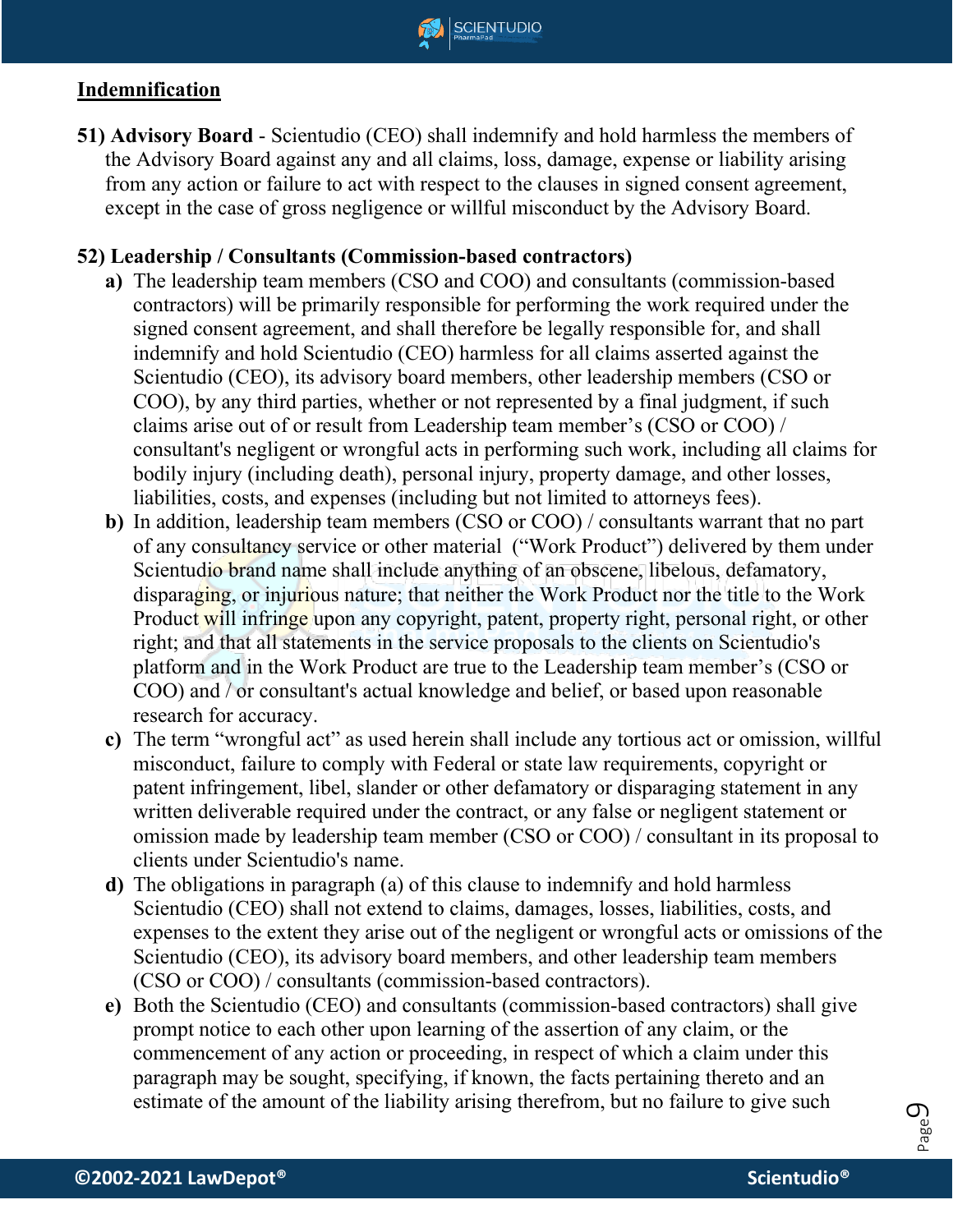## Indemnification

**51) Advisory Board** - Scientudio (CEO) shall indemnify and hold harmless the members of the Advisory Board against any and all claims, loss, damage, expense or liability arising from any action or failure to act with respect to the clauses in signed consent agreement, except in the case of gross negligence or willful misconduct by the Advisory Board.

**52) Leadership / Consultants (Commission-based contractors)**

**a)** The leadership team members (CSO and COO) and consultants (commission-based contractors) will be primarily responsible for performing the work required under the signed consent agreement, and shall therefore be legally responsible for, and shall indemnify and hold Scientudio (CEO) harmless for all claims asserted against the Scientudio (CEO), its advisory board members, other leadership members (CSO or COO), by any third parties, whether or not represented by a final judgment, if such claims arise out of or result from Leadership team member's (CSO or COO) / consultant's negligent or wrongful acts in performing such work, including all claims for bodily injury (including death), personal injury, property damage, and other losses, liabilities, costs, and expenses (including but not limited to attorneys fees).

**b)** In addition, leadership team members (CSO or COO) / consultants warrant that no part of any consultancy service or other material ("Work Product") delivered by them under Scientudio brand name shall include anything of an obscene, libelous, defamatory, disparaging, or injurious nature; that neither the Work Product nor the title to the Work Product will infringe upon any copyright, patent, property right, personal right, or other right; and that all statements in the service proposals to the clients on Scientudio's platform and in the Work Product are true to the Leadership team member's (CSO or COO) and / or consultant's actual knowledge and belief, or based upon reasonable research for accuracy.

**c)** The term "wrongful act" as used herein shall include any tortious act or omission, willful misconduct, failure to comply with Federal or state law requirements, copyright or patent infringement, libel, slander or other defamatory or disparaging statement in any written deliverable required under the contract, or any false or negligent statement or omission made by leadership team member (CSO or COO) / consultant in its proposal to clients under Scientudio's name.

**d)** The obligations in paragraph (a) of this clause to indemnify and hold harmless Scientudio (CEO) shall not extend to claims, damages, losses, liabilities, costs, and expenses to the extent they arise out of the negligent or wrongful acts or omissions of the Scientudio (CEO), its advisory board members, and other leadership team members (CSO or COO) / consultants (commission-based contractors).

**e)** Both the Scientudio (CEO) and consultants (commission-based contractors) shall give prompt notice to each other upon learning of the assertion of any claim, or the commencement of any action or proceeding, in respect of which a claim under this paragraph may be sought, specifying, if known, the facts pertaining thereto and an estimate of the amount of the liability arising therefrom, but no failure to give such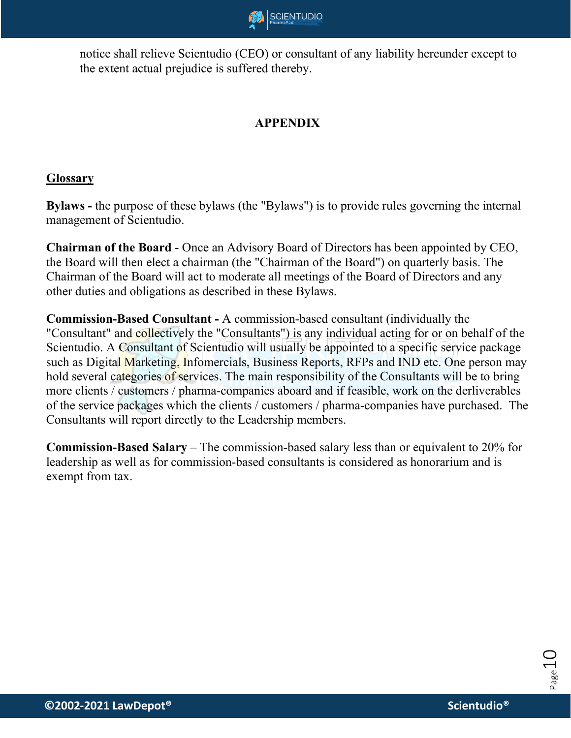notice shall relieve Scientudio (CEO) or consultant of any liability hereunder except to the extent actual prejudice is suffered thereby.

## APPENDIX

### Glossary

**Bylaws -** the purpose of these bylaws (the "Bylaws") is to provide rules governing the internal management of Scientudio.

**Chairman of the Board** - Once an Advisory Board of Directors has been appointed by CEO, the Board will then elect a chairman (the "Chairman of the Board") on quarterly basis. The Chairman of the Board will act to moderate all meetings of the Board of Directors and any other duties and obligations as described in these Bylaws.

**Commission-Based Consultant -** A commission-based consultant (individually the "Consultant" and collectively the "Consultants") is any individual acting for or on behalf of the Scientudio. A Consultant of Scientudio will usually be appointed to a specific service package such as Digital Marketing, Infomercials, Business Reports, RFPs and IND etc. One person may hold several categories of services. The main responsibility of the Consultants will be to bring more clients / customers / pharma-companies aboard and if feasible, work on the derliverables of the service packages which the clients / customers / pharma-companies have purchased. The Consultants will report directly to the Leadership members.

**Commission-Based Salary** – The commission-based salary less than or equivalent to 20% for leadership as well as for commission-based consultants is considered as honorarium and is exempt from tax.